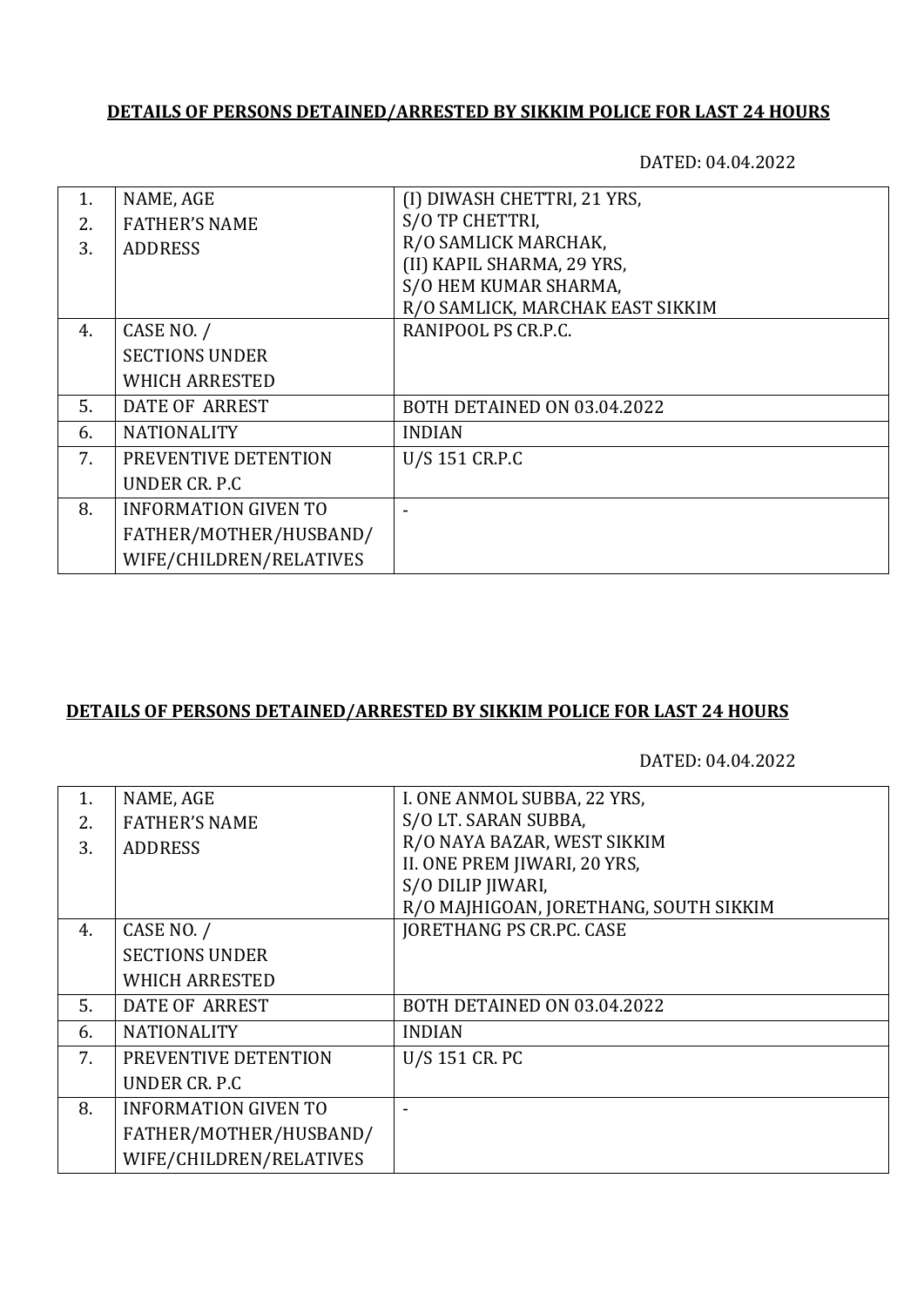**DETAILS OF PERSONS DETAINED/ARRESTED BY SIKKIM POLICE FOR LAST 24 HOURS**

DATED: 04.04.2022

| | | |
|---|---|---|
| 1.<br>2.<br>3. | NAME, AGE<br>FATHER'S NAME<br>ADDRESS | (I) DIWASH CHETTRI, 21 YRS,<br>S/O TP CHETTRI,<br>R/O SAMLICK MARCHAK,<br>(II) KAPIL SHARMA, 29 YRS,<br>S/O HEM KUMAR SHARMA,<br>R/O SAMLICK, MARCHAK EAST SIKKIM |
| 4. | CASE NO. /<br>SECTIONS UNDER<br>WHICH ARRESTED | RANIPOOL PS CR.P.C. |
| 5. | DATE OF ARREST | BOTH DETAINED ON 03.04.2022 |
| 6. | NATIONALITY | INDIAN |
| 7. | PREVENTIVE DETENTION<br>UNDER CR. P.C | U/S 151 CR.P.C |
| 8. | INFORMATION GIVEN TO<br>FATHER/MOTHER/HUSBAND/<br>WIFE/CHILDREN/RELATIVES | - |

**DETAILS OF PERSONS DETAINED/ARRESTED BY SIKKIM POLICE FOR LAST 24 HOURS**

DATED: 04.04.2022

| | | |
|---|---|---|
| 1.<br>2.<br>3. | NAME, AGE<br>FATHER'S NAME<br>ADDRESS | I. ONE ANMOL SUBBA, 22 YRS,<br>S/O LT. SARAN SUBBA,<br>R/O NAYA BAZAR, WEST SIKKIM<br>II. ONE PREM JIWARI, 20 YRS,<br>S/O DILIP JIWARI,<br>R/O MAJHIGOAN, JORETHANG, SOUTH SIKKIM |
| 4. | CASE NO. /<br>SECTIONS UNDER<br>WHICH ARRESTED | JORETHANG PS CR.PC. CASE |
| 5. | DATE OF ARREST | BOTH DETAINED ON 03.04.2022 |
| 6. | NATIONALITY | INDIAN |
| 7. | PREVENTIVE DETENTION<br>UNDER CR. P.C | U/S 151 CR. PC |
| 8. | INFORMATION GIVEN TO<br>FATHER/MOTHER/HUSBAND/<br>WIFE/CHILDREN/RELATIVES | - |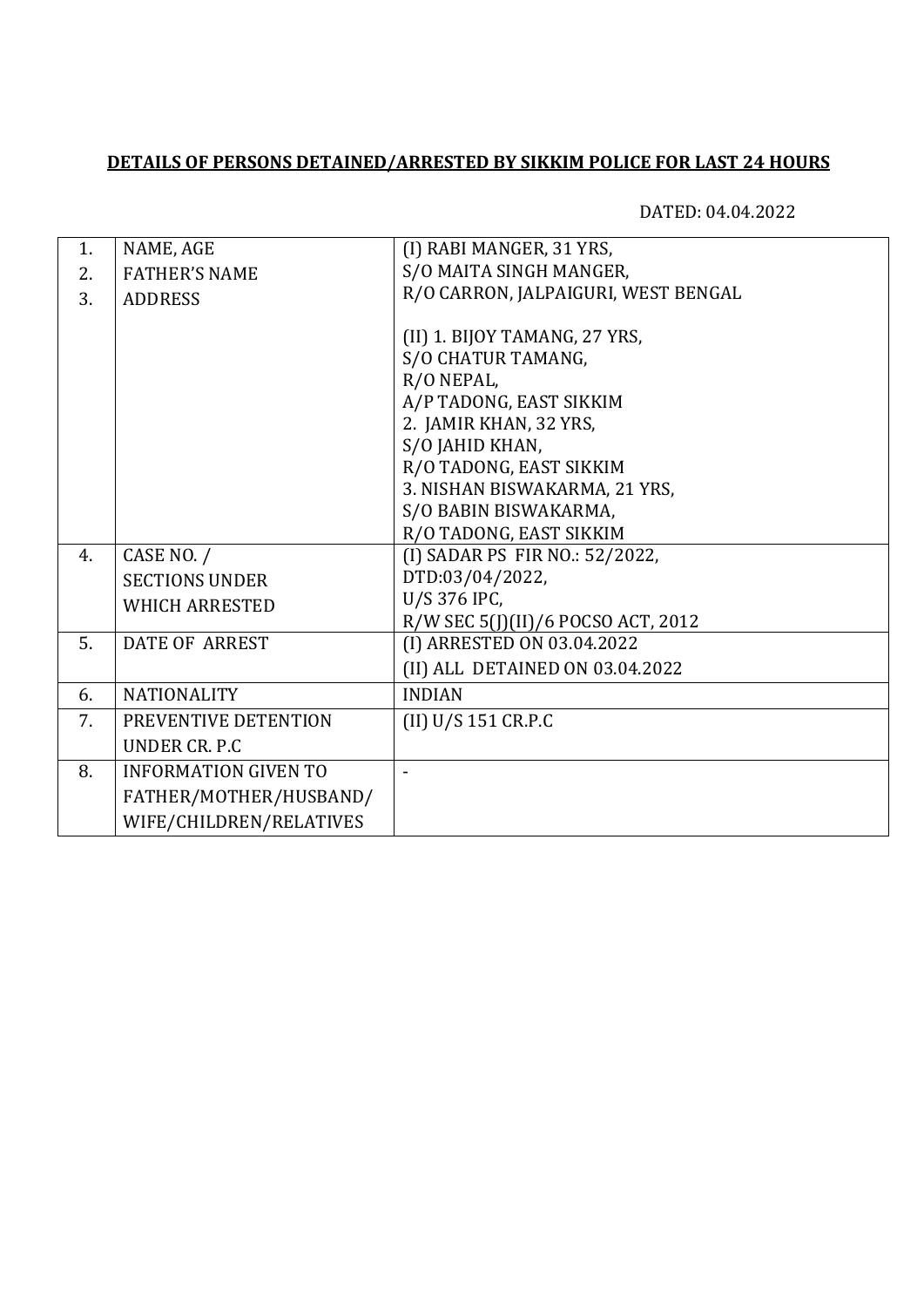**DETAILS OF PERSONS DETAINED/ARRESTED BY SIKKIM POLICE FOR LAST 24 HOURS**

DATED: 04.04.2022

| | | |
|---|---|---|
| 1.<br>2.<br>3. | NAME, AGE<br>FATHER'S NAME<br>ADDRESS | (I) RABI MANGER, 31 YRS,<br>S/O MAITA SINGH MANGER,<br>R/O CARRON, JALPAIGURI, WEST BENGAL<br><br>(II) 1. BIJOY TAMANG, 27 YRS,<br>S/O CHATUR TAMANG,<br>R/O NEPAL,<br>A/P TADONG, EAST SIKKIM<br>2. JAMIR KHAN, 32 YRS,<br>S/O JAHID KHAN,<br>R/O TADONG, EAST SIKKIM<br>3. NISHAN BISWAKARMA, 21 YRS,<br>S/O BABIN BISWAKARMA,<br>R/O TADONG, EAST SIKKIM |
| 4. | CASE NO. /<br>SECTIONS UNDER<br>WHICH ARRESTED | (I) SADAR PS FIR NO.: 52/2022,<br>DTD:03/04/2022,<br>U/S 376 IPC,<br>R/W SEC 5(J)(II)/6 POCSO ACT, 2012 |
| 5. | DATE OF ARREST | (I) ARRESTED ON 03.04.2022<br>(II) ALL DETAINED ON 03.04.2022 |
| 6. | NATIONALITY | INDIAN |
| 7. | PREVENTIVE DETENTION<br>UNDER CR. P.C | (II) U/S 151 CR.P.C |
| 8. | INFORMATION GIVEN TO<br>FATHER/MOTHER/HUSBAND/<br>WIFE/CHILDREN/RELATIVES | - |